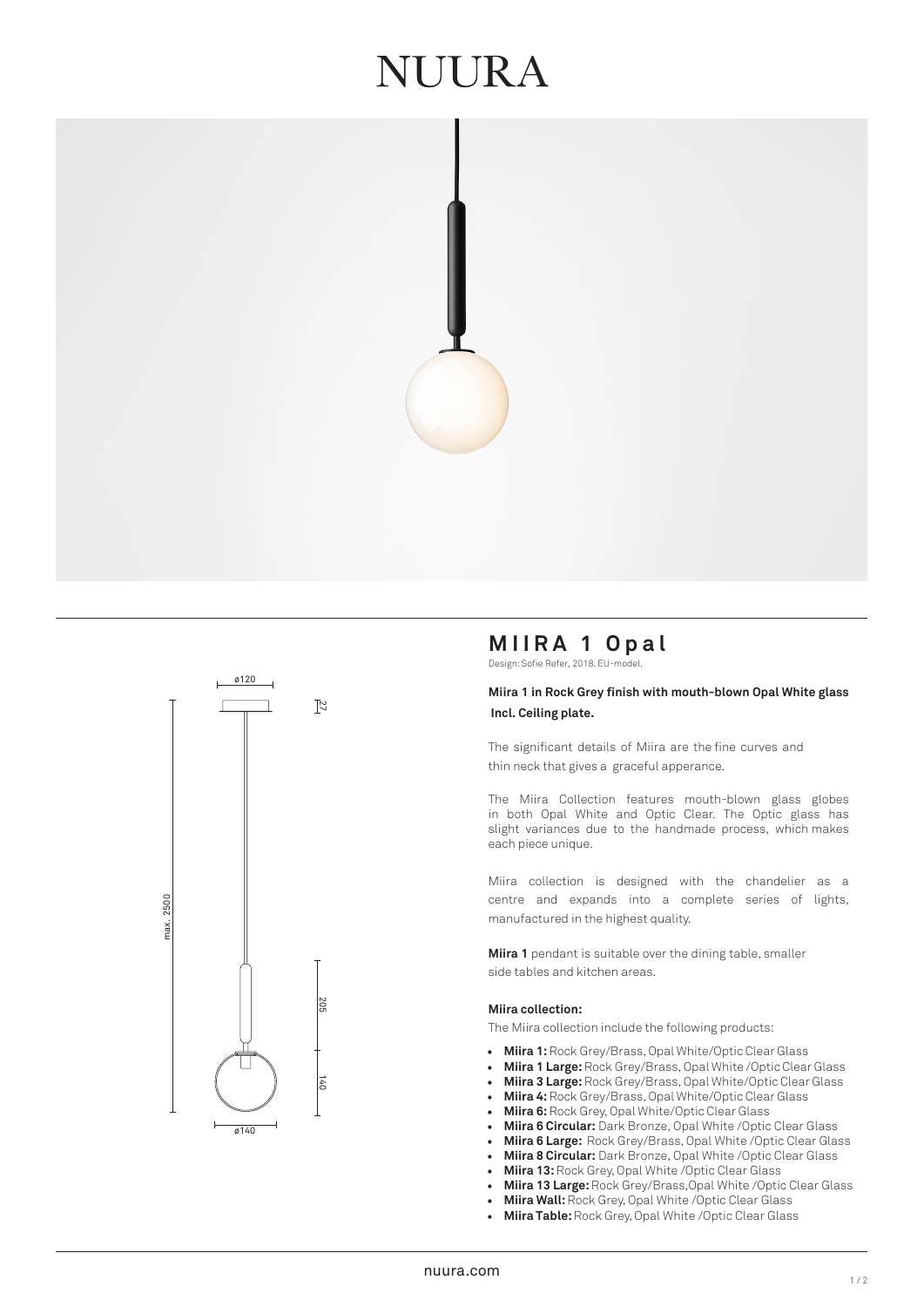# NUURA

## MIIRA 1 Opal

Design: Sofie Refer, 2018. EU-model.

**Miira 1 in Rock Grey finish with mouth-blown Opal White glass**
**Incl. Ceiling plate.**

The significant details of Miira are the fine curves and thin neck that gives a graceful apperance.

The Miira Collection features mouth-blown glass globes in both Opal White and Optic Clear. The Optic glass has slight variances due to the handmade process, which makes each piece unique.

Miira collection is designed with the chandelier as a centre and expands into a complete series of lights, manufactured in the highest quality.

**Miira 1** pendant is suitable over the dining table, smaller side tables and kitchen areas.

**Miira collection:**

The Miira collection include the following products:

- **Miira 1:** Rock Grey/Brass, Opal White/Optic Clear Glass
- **Miira 1 Large:** Rock Grey/Brass, Opal White /Optic Clear Glass
- **Miira 3 Large:** Rock Grey/Brass, Opal White/Optic Clear Glass
- **Miira 4:** Rock Grey/Brass, Opal White/Optic Clear Glass
- **Miira 6:** Rock Grey, Opal White/Optic Clear Glass
- **Miira 6 Circular:** Dark Bronze, Opal White /Optic Clear Glass
- **Miira 6 Large:** Rock Grey/Brass, Opal White /Optic Clear Glass
- **Miira 8 Circular:** Dark Bronze, Opal White /Optic Clear Glass
- **Miira 13:** Rock Grey, Opal White /Optic Clear Glass
- **Miira 13 Large:** Rock Grey/Brass,Opal White /Optic Clear Glass
- **Miira Wall:** Rock Grey, Opal White /Optic Clear Glass
- **Miira Table:** Rock Grey, Opal White /Optic Clear Glass

nuura.com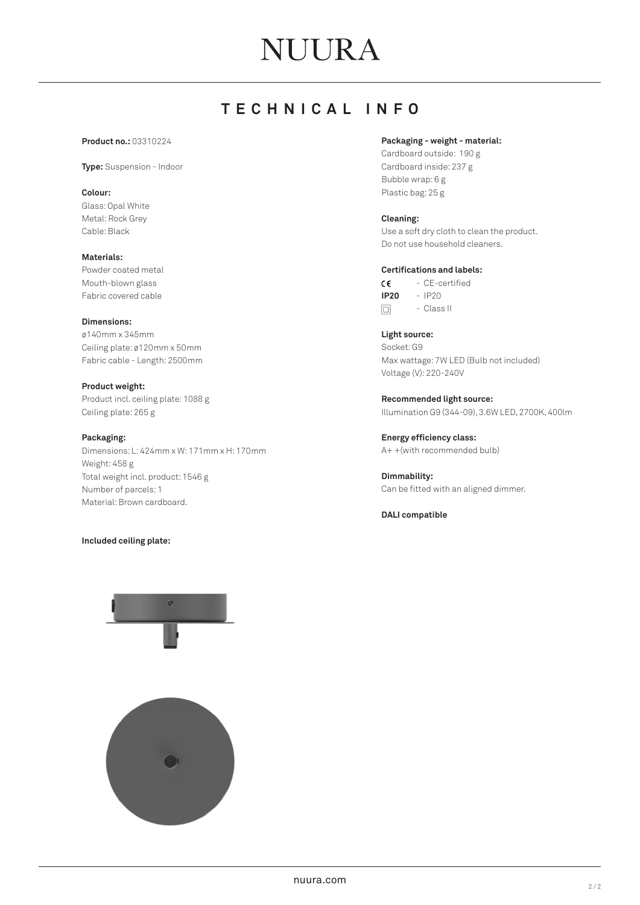# NUURA

## TECHNICAL INFO

**Product no.:** 03310224

**Type:** Suspension - Indoor

**Colour:**
Glass: Opal White
Metal: Rock Grey
Cable: Black

**Materials:**
Powder coated metal
Mouth-blown glass
Fabric covered cable

**Dimensions:**
ø140mm x 345mm
Ceiling plate: ø120mm x 50mm
Fabric cable - Length: 2500mm

**Product weight:**
Product incl. ceiling plate: 1088 g
Ceiling plate: 265 g

**Packaging:**
Dimensions: L: 424mm x W: 171mm x H: 170mm
Weight: 458 g
Total weight incl. product: 1546 g
Number of parcels: 1
Material: Brown cardboard.

**Included ceiling plate:**

**Packaging - weight - material:**
Cardboard outside: 190 g
Cardboard inside: 237 g
Bubble wrap: 6 g
Plastic bag: 25 g

**Cleaning:**
Use a soft dry cloth to clean the product.
Do not use household cleaners.

**Certifications and labels:**
CE - CE-certified
**IP20** - IP20
▢ - Class II

**Light source:**
Socket: G9
Max wattage: 7W LED (Bulb not included)
Voltage (V): 220-240V

**Recommended light source:**
Illumination G9 (344-09), 3.6W LED, 2700K, 400lm

**Energy efficiency class:**
A+ +(with recommended bulb)

**Dimmability:**
Can be fitted with an aligned dimmer.

**DALI compatible**

nuura.com